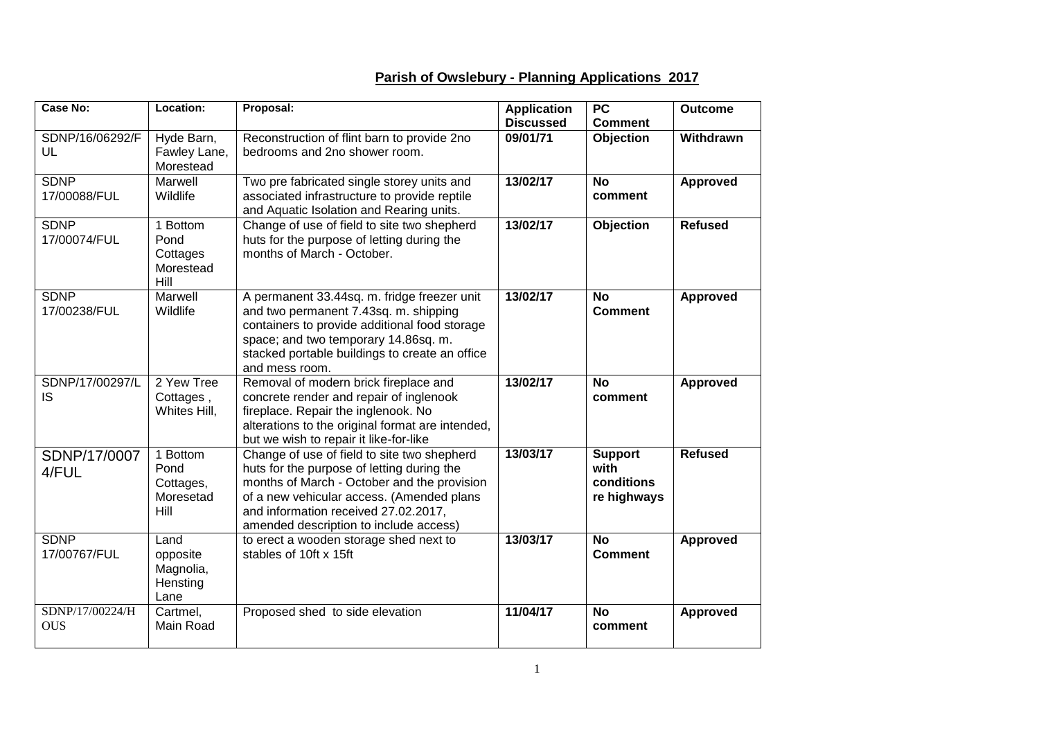# Parish of Owslebury - Planning Applications 2017

| Case No: | Location: | Proposal: | Application Discussed | PC Comment | Outcome |
|---|---|---|---|---|---|
| SDNP/16/06292/FUL | Hyde Barn, Fawley Lane, Morestead | Reconstruction of flint barn to provide 2no bedrooms and 2no shower room. | **09/01/71** | **Objection** | **Withdrawn** |
| SDNP 17/00088/FUL | Marwell Wildlife | Two pre fabricated single storey units and associated infrastructure to provide reptile and Aquatic Isolation and Rearing units. | **13/02/17** | **No comment** | **Approved** |
| SDNP 17/00074/FUL | 1 Bottom Pond Cottages Morestead Hill | Change of use of field to site two shepherd huts for the purpose of letting during the months of March - October. | **13/02/17** | **Objection** | **Refused** |
| SDNP 17/00238/FUL | Marwell Wildlife | A permanent 33.44sq. m. fridge freezer unit and two permanent 7.43sq. m. shipping containers to provide additional food storage space; and two temporary 14.86sq. m. stacked portable buildings to create an office and mess room. | **13/02/17** | **No Comment** | **Approved** |
| SDNP/17/00297/LIS | 2 Yew Tree Cottages , Whites Hill, | Removal of modern brick fireplace and concrete render and repair of inglenook fireplace. Repair the inglenook. No alterations to the original format are intended, but we wish to repair it like-for-like | **13/02/17** | **No comment** | **Approved** |
| SDNP/17/00074/FUL | 1 Bottom Pond Cottages, Moresetad Hill | Change of use of field to site two shepherd huts for the purpose of letting during the months of March - October and the provision of a new vehicular access. (Amended plans and information received 27.02.2017, amended description to include access) | **13/03/17** | **Support with conditions re highways** | **Refused** |
| SDNP 17/00767/FUL | Land opposite Magnolia, Hensting Lane | to erect a wooden storage shed next to stables of 10ft x 15ft | **13/03/17** | **No Comment** | **Approved** |
| SDNP/17/00224/HOUS | Cartmel, Main Road | Proposed shed to side elevation | **11/04/17** | **No comment** | **Approved** |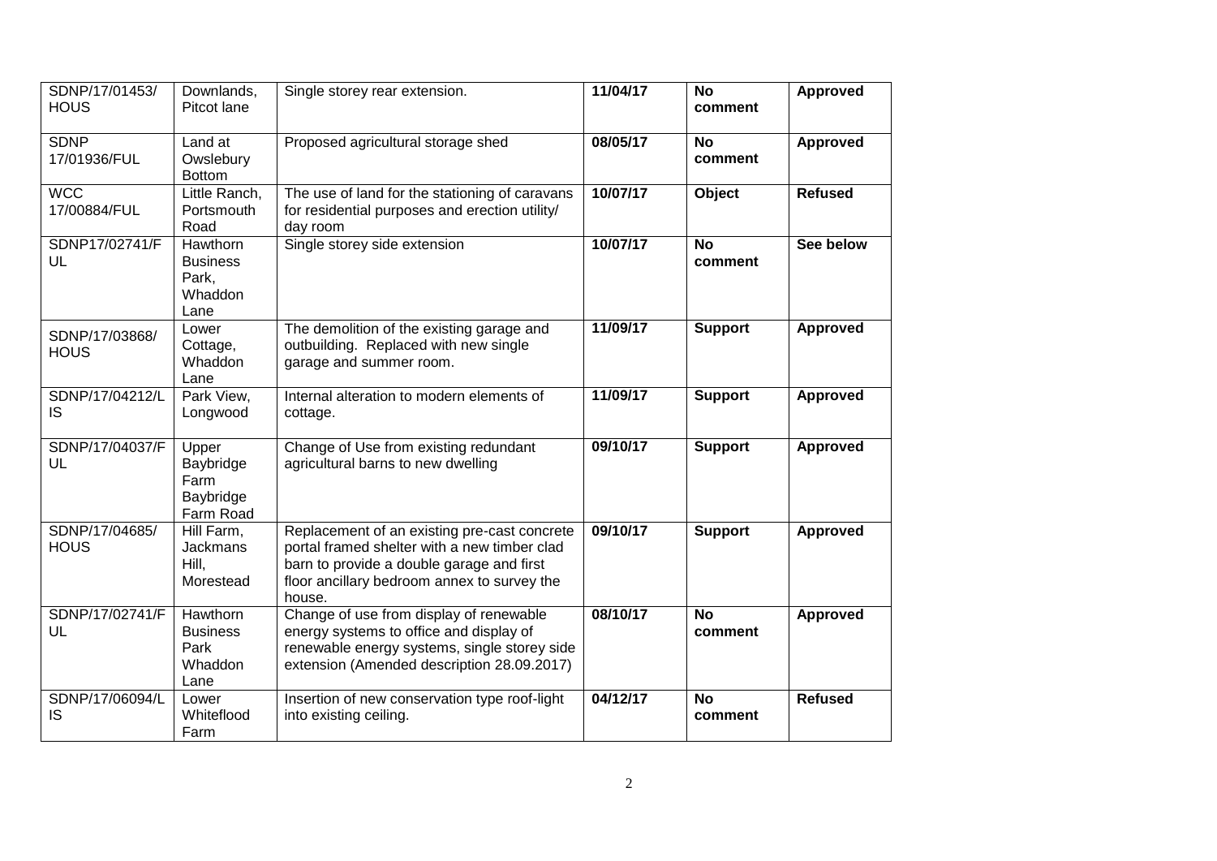| SDNP/17/01453/HOUS | Downlands, Pitcot lane | Single storey rear extension. | **11/04/17** | **No comment** | **Approved** |
|---|---|---|---|---|---|
| SDNP 17/01936/FUL | Land at Owslebury Bottom | Proposed agricultural storage shed | **08/05/17** | **No comment** | **Approved** |
| WCC 17/00884/FUL | Little Ranch, Portsmouth Road | The use of land for the stationing of caravans for residential purposes and erection utility/ day room | **10/07/17** | **Object** | **Refused** |
| SDNP17/02741/FUL | Hawthorn Business Park, Whaddon Lane | Single storey side extension | **10/07/17** | **No comment** | **See below** |
| SDNP/17/03868/HOUS | Lower Cottage, Whaddon Lane | The demolition of the existing garage and outbuilding. Replaced with new single garage and summer room. | **11/09/17** | **Support** | **Approved** |
| SDNP/17/04212/LIS | Park View, Longwood | Internal alteration to modern elements of cottage. | **11/09/17** | **Support** | **Approved** |
| SDNP/17/04037/FUL | Upper Baybridge Farm Baybridge Farm Road | Change of Use from existing redundant agricultural barns to new dwelling | **09/10/17** | **Support** | **Approved** |
| SDNP/17/04685/HOUS | Hill Farm, Jackmans Hill, Morestead | Replacement of an existing pre-cast concrete portal framed shelter with a new timber clad barn to provide a double garage and first floor ancillary bedroom annex to survey the house. | **09/10/17** | **Support** | **Approved** |
| SDNP/17/02741/FUL | Hawthorn Business Park Whaddon Lane | Change of use from display of renewable energy systems to office and display of renewable energy systems, single storey side extension (Amended description 28.09.2017) | **08/10/17** | **No comment** | **Approved** |
| SDNP/17/06094/LIS | Lower Whiteflood Farm | Insertion of new conservation type roof-light into existing ceiling. | **04/12/17** | **No comment** | **Refused** |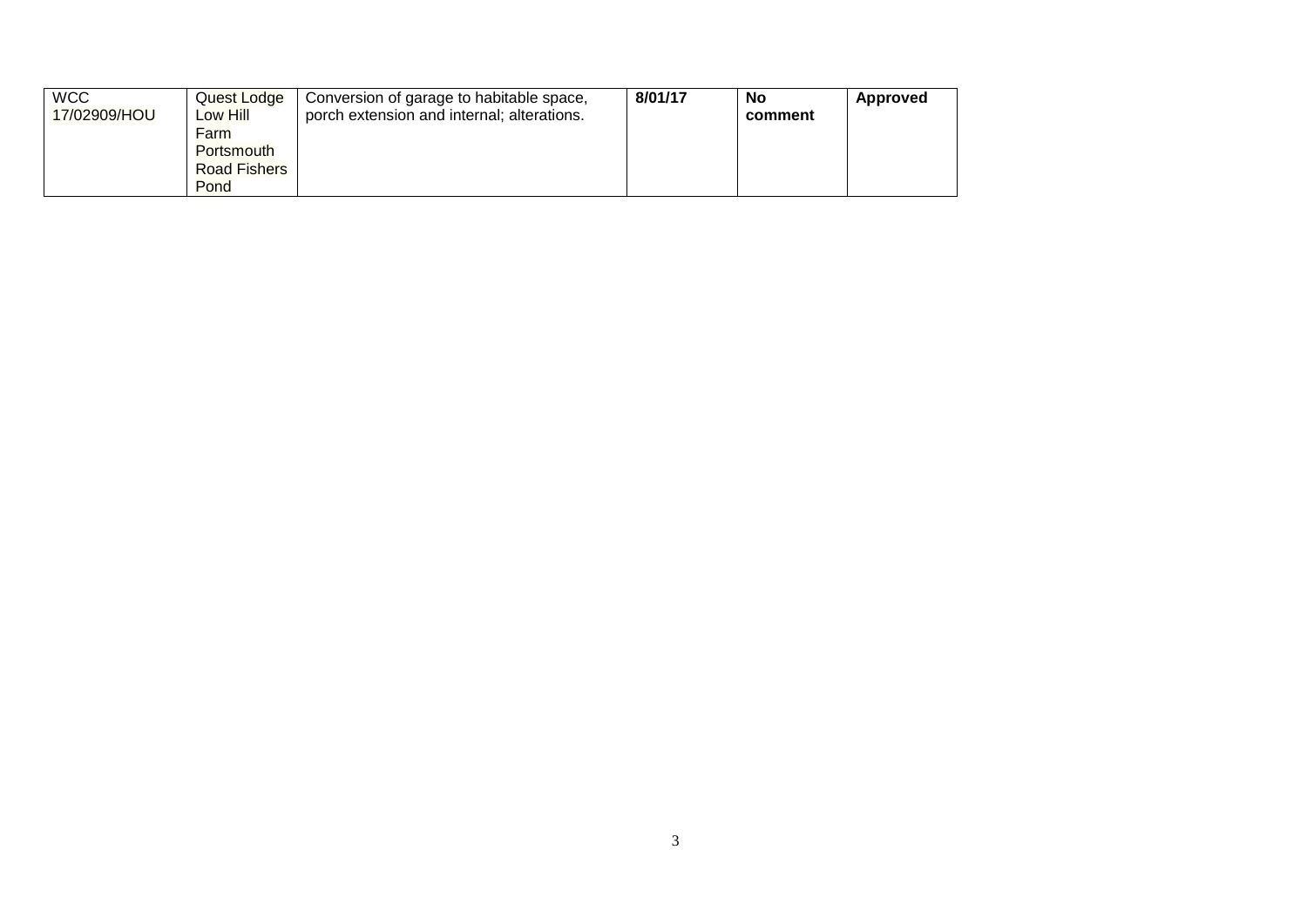| | | | | | |
|---|---|---|---|---|---|
| WCC 17/02909/HOU | Quest Lodge Low Hill Farm Portsmouth Road Fishers Pond | Conversion of garage to habitable space, porch extension and internal; alterations. | **8/01/17** | **No comment** | **Approved** |